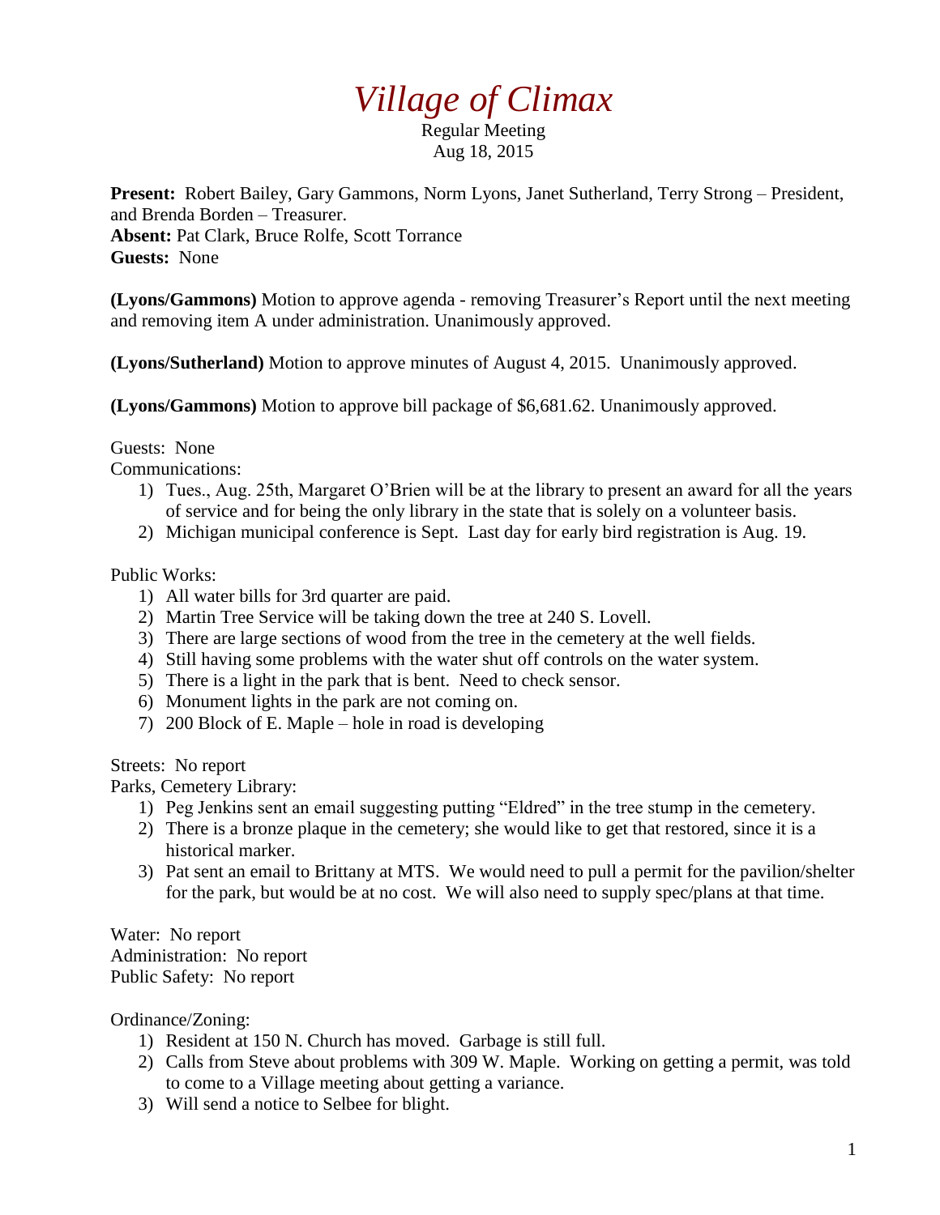# *Village of Climax*

Regular Meeting
Aug 18, 2015

**Present:** Robert Bailey, Gary Gammons, Norm Lyons, Janet Sutherland, Terry Strong – President, and Brenda Borden – Treasurer.
**Absent:** Pat Clark, Bruce Rolfe, Scott Torrance
**Guests:** None

**(Lyons/Gammons)** Motion to approve agenda - removing Treasurer's Report until the next meeting and removing item A under administration. Unanimously approved.

**(Lyons/Sutherland)** Motion to approve minutes of August 4, 2015. Unanimously approved.

**(Lyons/Gammons)** Motion to approve bill package of $6,681.62. Unanimously approved.

Guests: None
Communications:

1) Tues., Aug. 25th, Margaret O'Brien will be at the library to present an award for all the years of service and for being the only library in the state that is solely on a volunteer basis.
2) Michigan municipal conference is Sept. Last day for early bird registration is Aug. 19.

Public Works:

1) All water bills for 3rd quarter are paid.
2) Martin Tree Service will be taking down the tree at 240 S. Lovell.
3) There are large sections of wood from the tree in the cemetery at the well fields.
4) Still having some problems with the water shut off controls on the water system.
5) There is a light in the park that is bent. Need to check sensor.
6) Monument lights in the park are not coming on.
7) 200 Block of E. Maple – hole in road is developing

Streets: No report
Parks, Cemetery Library:

1) Peg Jenkins sent an email suggesting putting "Eldred" in the tree stump in the cemetery.
2) There is a bronze plaque in the cemetery; she would like to get that restored, since it is a historical marker.
3) Pat sent an email to Brittany at MTS. We would need to pull a permit for the pavilion/shelter for the park, but would be at no cost. We will also need to supply spec/plans at that time.

Water: No report
Administration: No report
Public Safety: No report

Ordinance/Zoning:

1) Resident at 150 N. Church has moved. Garbage is still full.
2) Calls from Steve about problems with 309 W. Maple. Working on getting a permit, was told to come to a Village meeting about getting a variance.
3) Will send a notice to Selbee for blight.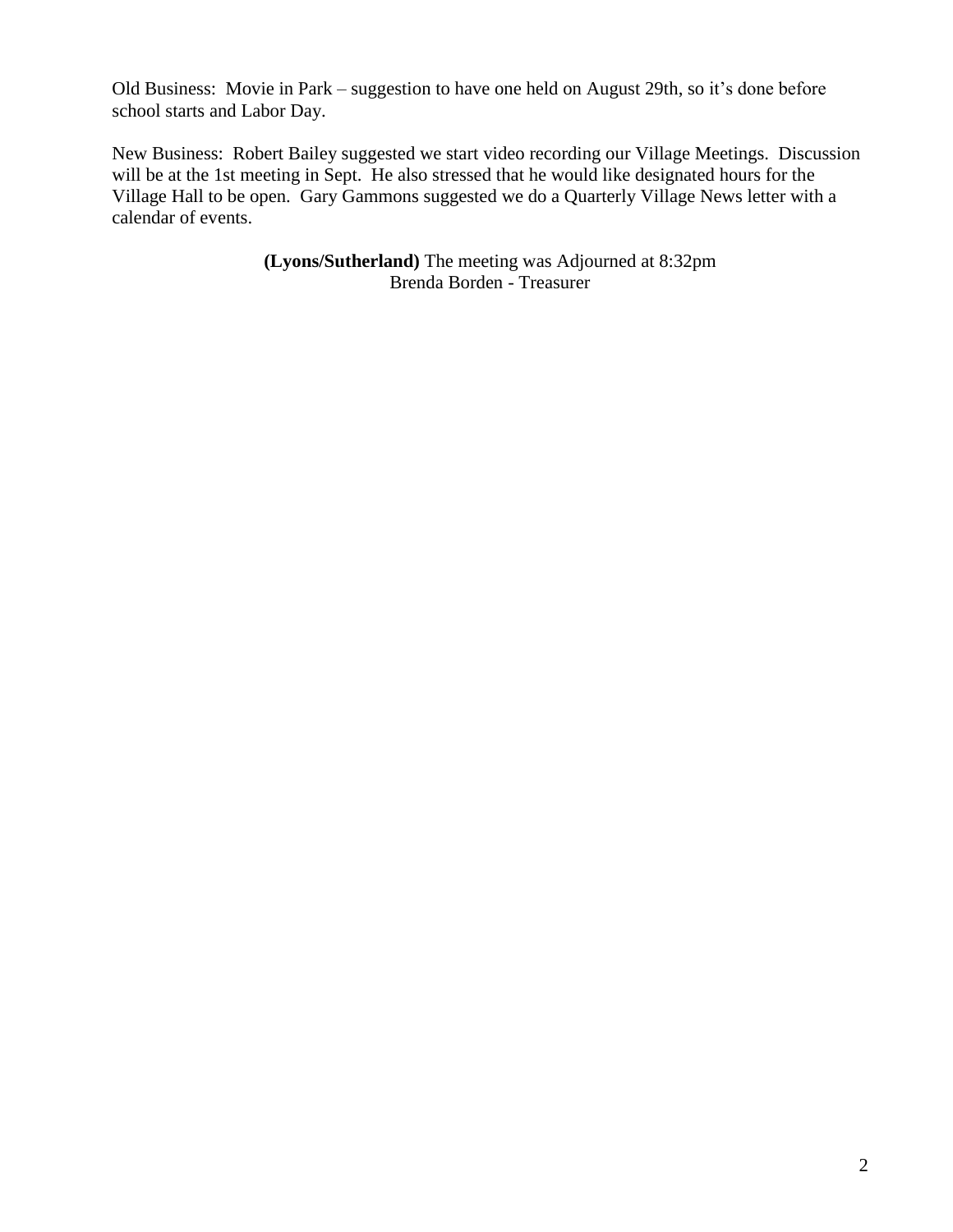Old Business: Movie in Park – suggestion to have one held on August 29th, so it's done before school starts and Labor Day.

New Business: Robert Bailey suggested we start video recording our Village Meetings. Discussion will be at the 1st meeting in Sept. He also stressed that he would like designated hours for the Village Hall to be open. Gary Gammons suggested we do a Quarterly Village News letter with a calendar of events.

**(Lyons/Sutherland)** The meeting was Adjourned at 8:32pm
Brenda Borden - Treasurer